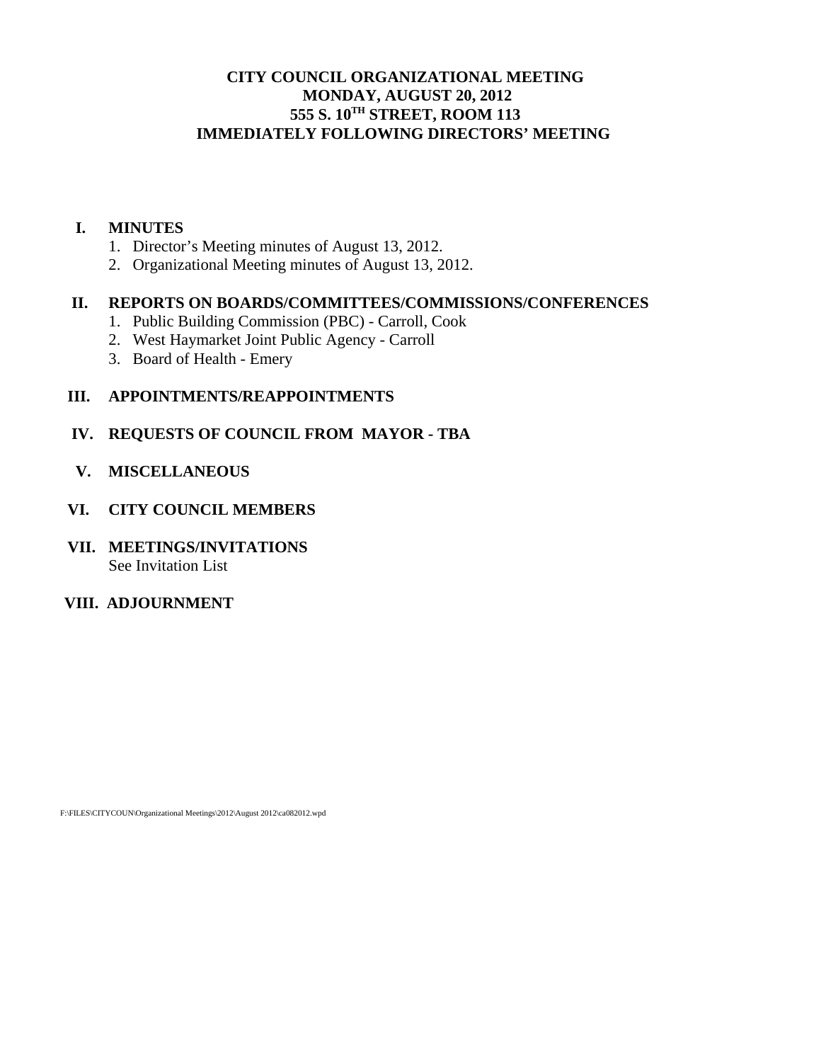# CITY COUNCIL ORGANIZATIONAL MEETING
# MONDAY, AUGUST 20, 2012
# 555 S. 10TH STREET, ROOM 113
# IMMEDIATELY FOLLOWING DIRECTORS' MEETING

## I. MINUTES

1. Director's Meeting minutes of August 13, 2012.
2. Organizational Meeting minutes of August 13, 2012.

## II. REPORTS ON BOARDS/COMMITTEES/COMMISSIONS/CONFERENCES

1. Public Building Commission (PBC) - Carroll, Cook
2. West Haymarket Joint Public Agency - Carroll
3. Board of Health - Emery

## III. APPOINTMENTS/REAPPOINTMENTS

## IV. REQUESTS OF COUNCIL FROM MAYOR - TBA

## V. MISCELLANEOUS

## VI. CITY COUNCIL MEMBERS

## VII. MEETINGS/INVITATIONS

See Invitation List

## VIII. ADJOURNMENT

F:\FILES\CITYCOUN\Organizational Meetings\2012\August 2012\ca082012.wpd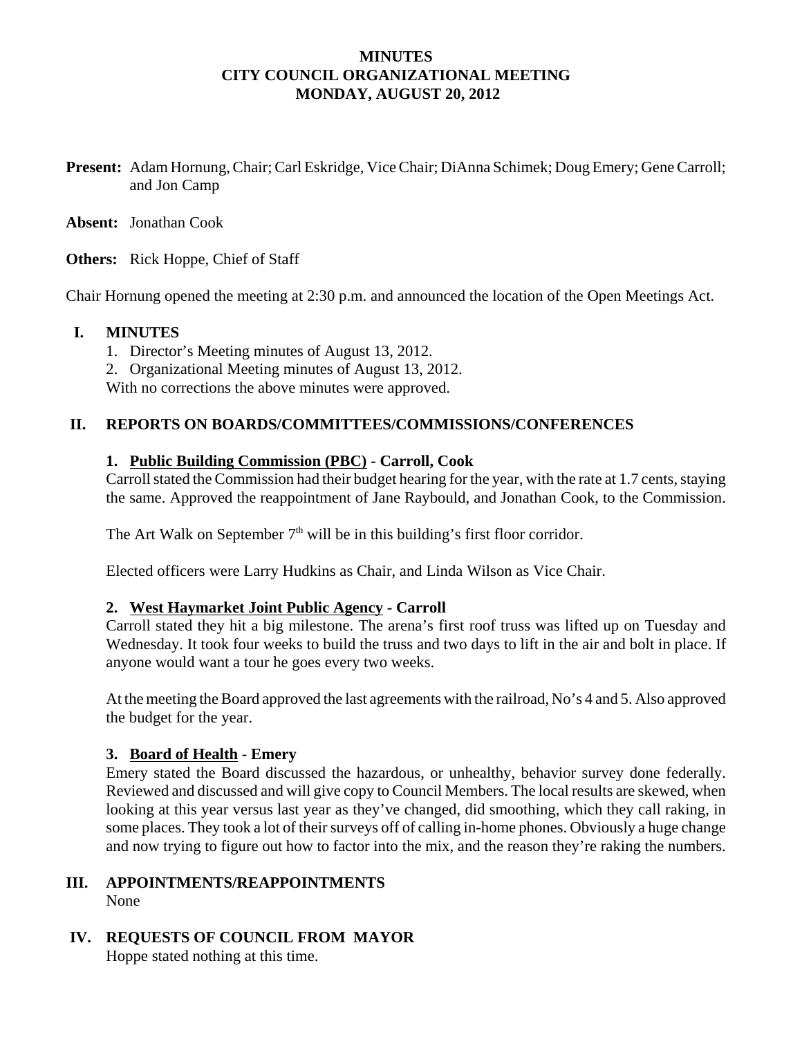# MINUTES
# CITY COUNCIL ORGANIZATIONAL MEETING
# MONDAY, AUGUST 20, 2012

**Present:** Adam Hornung, Chair; Carl Eskridge, Vice Chair; DiAnna Schimek; Doug Emery; Gene Carroll; and Jon Camp

**Absent:** Jonathan Cook

**Others:** Rick Hoppe, Chief of Staff

Chair Hornung opened the meeting at 2:30 p.m. and announced the location of the Open Meetings Act.

## I. MINUTES

1. Director's Meeting minutes of August 13, 2012.
2. Organizational Meeting minutes of August 13, 2012.

With no corrections the above minutes were approved.

## II. REPORTS ON BOARDS/COMMITTEES/COMMISSIONS/CONFERENCES

### 1. Public Building Commission (PBC) - Carroll, Cook

Carroll stated the Commission had their budget hearing for the year, with the rate at 1.7 cents, staying the same. Approved the reappointment of Jane Raybould, and Jonathan Cook, to the Commission.

The Art Walk on September 7th will be in this building's first floor corridor.

Elected officers were Larry Hudkins as Chair, and Linda Wilson as Vice Chair.

### 2. West Haymarket Joint Public Agency - Carroll

Carroll stated they hit a big milestone. The arena's first roof truss was lifted up on Tuesday and Wednesday. It took four weeks to build the truss and two days to lift in the air and bolt in place. If anyone would want a tour he goes every two weeks.

At the meeting the Board approved the last agreements with the railroad, No's 4 and 5. Also approved the budget for the year.

### 3. Board of Health - Emery

Emery stated the Board discussed the hazardous, or unhealthy, behavior survey done federally. Reviewed and discussed and will give copy to Council Members. The local results are skewed, when looking at this year versus last year as they've changed, did smoothing, which they call raking, in some places. They took a lot of their surveys off of calling in-home phones. Obviously a huge change and now trying to figure out how to factor into the mix, and the reason they're raking the numbers.

## III. APPOINTMENTS/REAPPOINTMENTS

None

## IV. REQUESTS OF COUNCIL FROM MAYOR

Hoppe stated nothing at this time.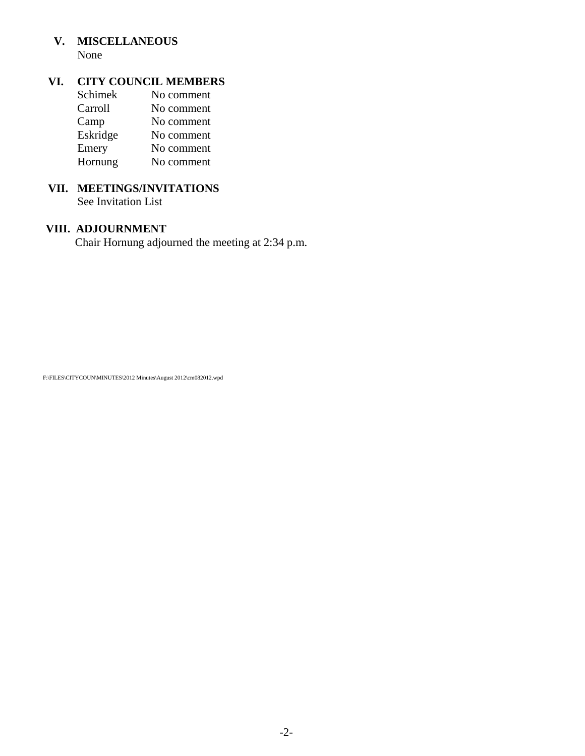## V. MISCELLANEOUS

None

## VI. CITY COUNCIL MEMBERS

| | |
|---|---|
| Schimek | No comment |
| Carroll | No comment |
| Camp | No comment |
| Eskridge | No comment |
| Emery | No comment |
| Hornung | No comment |

## VII. MEETINGS/INVITATIONS

See Invitation List

## VIII. ADJOURNMENT

Chair Hornung adjourned the meeting at 2:34 p.m.

F:\FILES\CITYCOUN\MINUTES\2012 Minutes\August 2012\cm082012.wpd